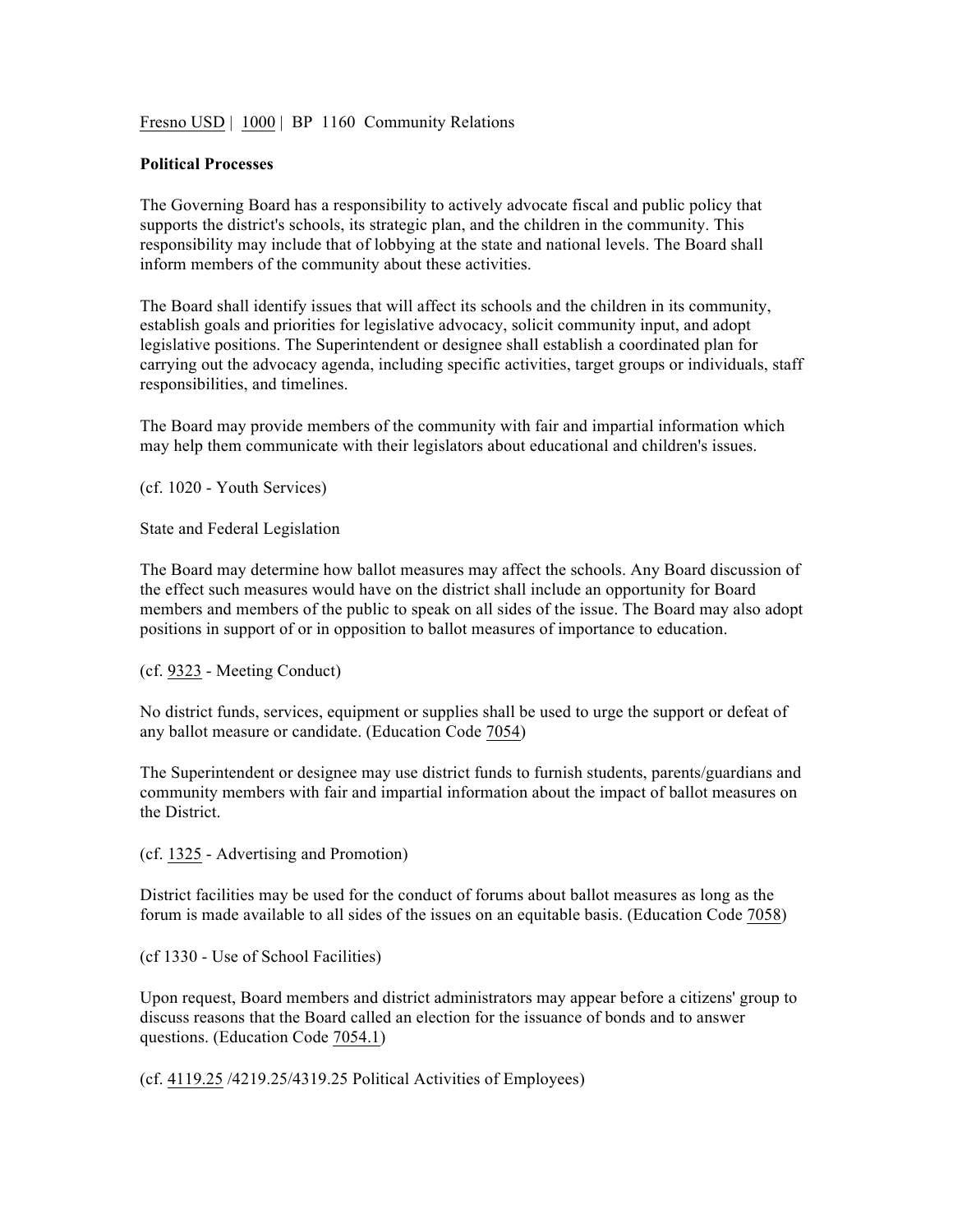Fresno USD | 1000 | BP 1160 Community Relations

**Political Processes**

The Governing Board has a responsibility to actively advocate fiscal and public policy that supports the district's schools, its strategic plan, and the children in the community. This responsibility may include that of lobbying at the state and national levels. The Board shall inform members of the community about these activities.

The Board shall identify issues that will affect its schools and the children in its community, establish goals and priorities for legislative advocacy, solicit community input, and adopt legislative positions. The Superintendent or designee shall establish a coordinated plan for carrying out the advocacy agenda, including specific activities, target groups or individuals, staff responsibilities, and timelines.

The Board may provide members of the community with fair and impartial information which may help them communicate with their legislators about educational and children's issues.

(cf. 1020 - Youth Services)

State and Federal Legislation

The Board may determine how ballot measures may affect the schools. Any Board discussion of the effect such measures would have on the district shall include an opportunity for Board members and members of the public to speak on all sides of the issue. The Board may also adopt positions in support of or in opposition to ballot measures of importance to education.

(cf. 9323 - Meeting Conduct)

No district funds, services, equipment or supplies shall be used to urge the support or defeat of any ballot measure or candidate. (Education Code 7054)

The Superintendent or designee may use district funds to furnish students, parents/guardians and community members with fair and impartial information about the impact of ballot measures on the District.

(cf. 1325 - Advertising and Promotion)

District facilities may be used for the conduct of forums about ballot measures as long as the forum is made available to all sides of the issues on an equitable basis. (Education Code 7058)

(cf 1330 - Use of School Facilities)

Upon request, Board members and district administrators may appear before a citizens' group to discuss reasons that the Board called an election for the issuance of bonds and to answer questions. (Education Code 7054.1)

(cf. 4119.25 /4219.25/4319.25 Political Activities of Employees)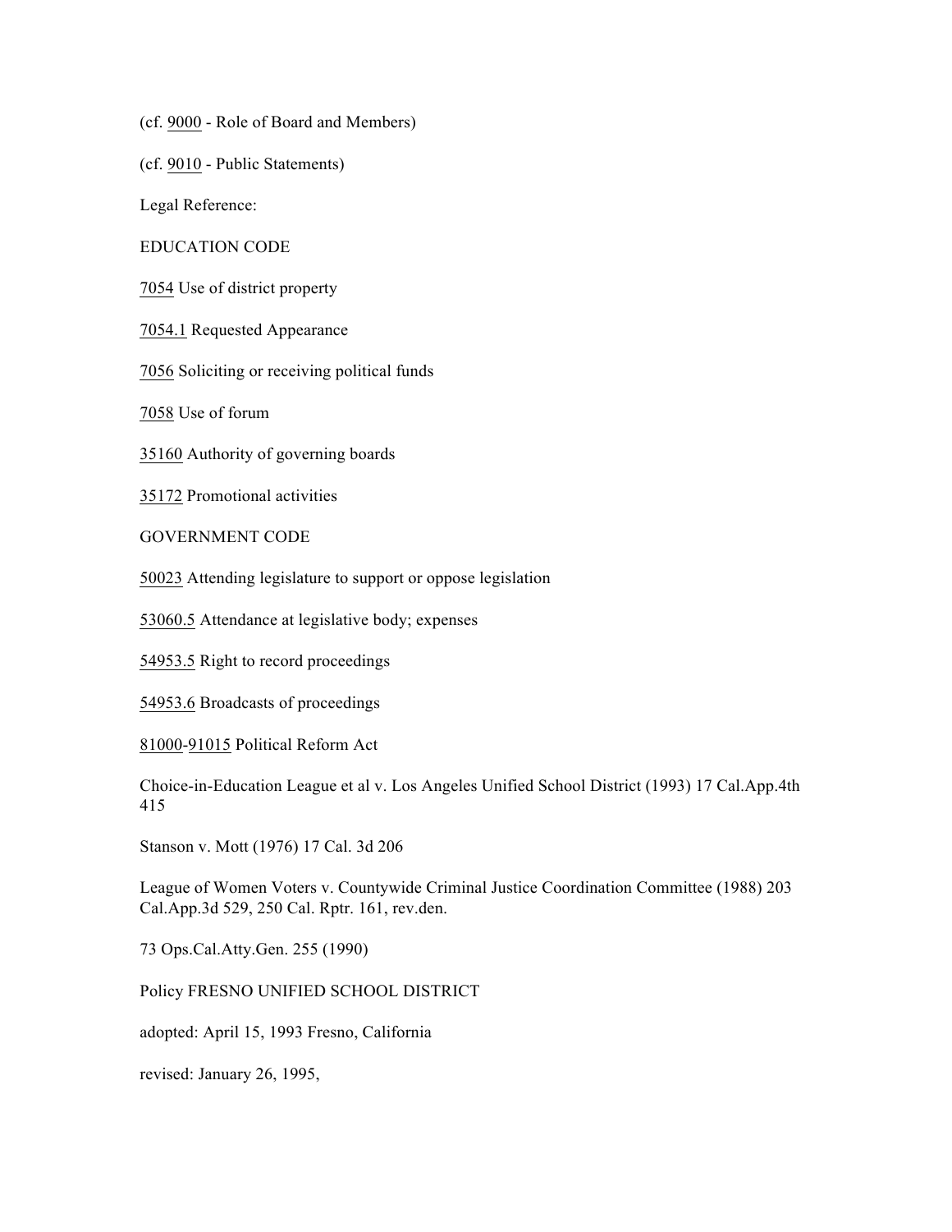(cf. 9000 - Role of Board and Members)

(cf. 9010 - Public Statements)

Legal Reference:

EDUCATION CODE

7054 Use of district property

7054.1 Requested Appearance

7056 Soliciting or receiving political funds

7058 Use of forum

35160 Authority of governing boards

35172 Promotional activities

GOVERNMENT CODE

50023 Attending legislature to support or oppose legislation

53060.5 Attendance at legislative body; expenses

54953.5 Right to record proceedings

54953.6 Broadcasts of proceedings

81000-91015 Political Reform Act

Choice-in-Education League et al v. Los Angeles Unified School District (1993) 17 Cal.App.4th 415

Stanson v. Mott (1976) 17 Cal. 3d 206

League of Women Voters v. Countywide Criminal Justice Coordination Committee (1988) 203 Cal.App.3d 529, 250 Cal. Rptr. 161, rev.den.

73 Ops.Cal.Atty.Gen. 255 (1990)

Policy FRESNO UNIFIED SCHOOL DISTRICT

adopted: April 15, 1993 Fresno, California

revised: January 26, 1995,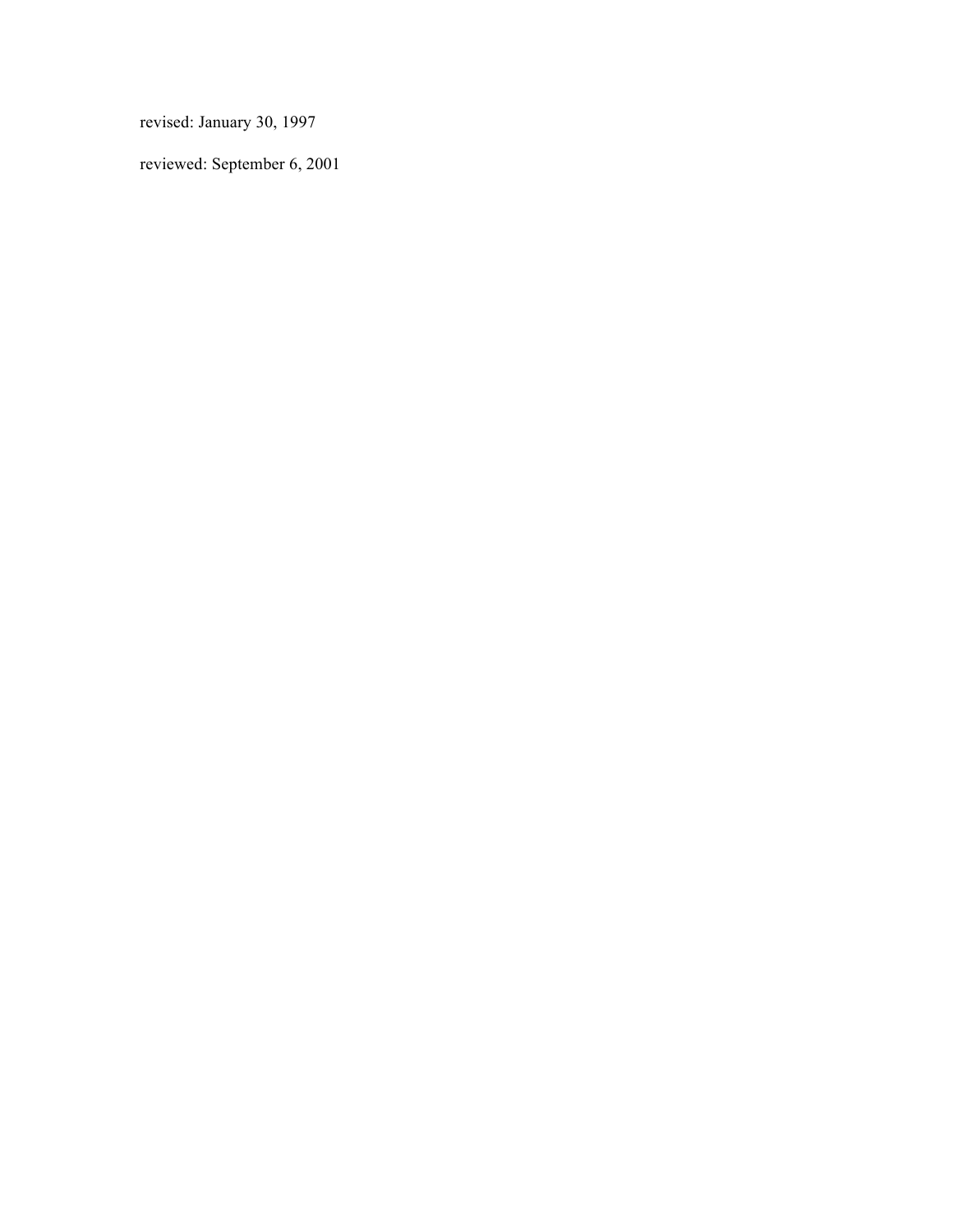revised: January 30, 1997

reviewed: September 6, 2001